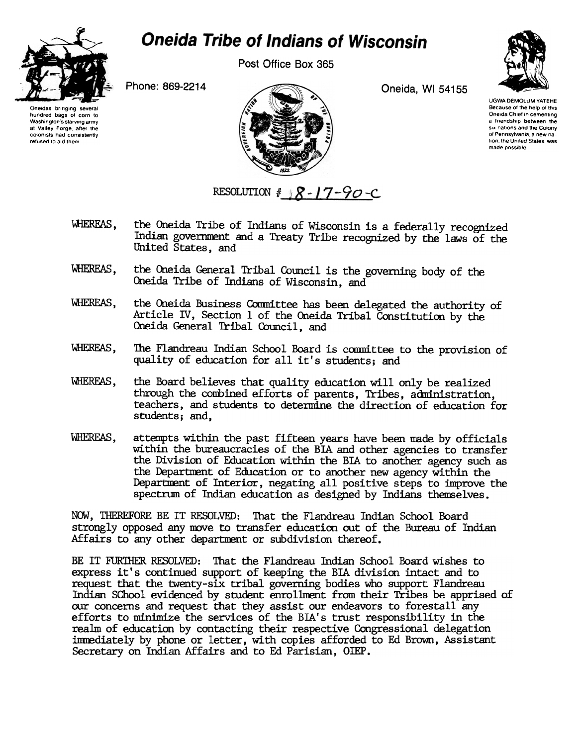# Oneida Tribe of Indians of Wisconsin

Post Office Box 365

Phone: 869-2214

Oneida, WI 54155

Oneidas bringing several hundred bags of corn to Washington's starving army at Valley Forge, after the colonists had consistently refused to aid them.

UGWA DEMOLUM YATEHE
Because of the help of this Oneida Chief in cementing a friendship between the six nations and the Colony of Pennsylvania, a new nation, the United States, was made possible.

RESOLUTION # 8-17-90-C

WHEREAS, the Oneida Tribe of Indians of Wisconsin is a federally recognized Indian government and a Treaty Tribe recognized by the laws of the United States, and

WHEREAS, the Oneida General Tribal Council is the governing body of the Oneida Tribe of Indians of Wisconsin, and

WHEREAS, the Oneida Business Committee has been delegated the authority of Article IV, Section 1 of the Oneida Tribal Constitution by the Oneida General Tribal Council, and

WHEREAS, The Flandreau Indian School Board is committee to the provision of quality of education for all it's students; and

WHEREAS, the Board believes that quality education will only be realized through the combined efforts of parents, Tribes, administration, teachers, and students to determine the direction of education for students; and,

WHEREAS, attempts within the past fifteen years have been made by officials within the bureaucracies of the BIA and other agencies to transfer the Division of Education within the BIA to another agency such as the Department of Education or to another new agency within the Department of Interior, negating all positive steps to improve the spectrum of Indian education as designed by Indians themselves.

NOW, THEREFORE BE IT RESOLVED: That the Flandreau Indian School Board strongly opposed any move to transfer education out of the Bureau of Indian Affairs to any other department or subdivision thereof.

BE IT FURTHER RESOLVED: That the Flandreau Indian School Board wishes to express it's continued support of keeping the BIA division intact and to request that the twenty-six tribal governing bodies who support Flandreau Indian SChool evidenced by student enrollment from their Tribes be apprised of our concerns and request that they assist our endeavors to forestall any efforts to minimize the services of the BIA's trust responsibility in the realm of education by contacting their respective Congressional delegation immediately by phone or letter, with copies afforded to Ed Brown, Assistant Secretary on Indian Affairs and to Ed Parisian, OIEP.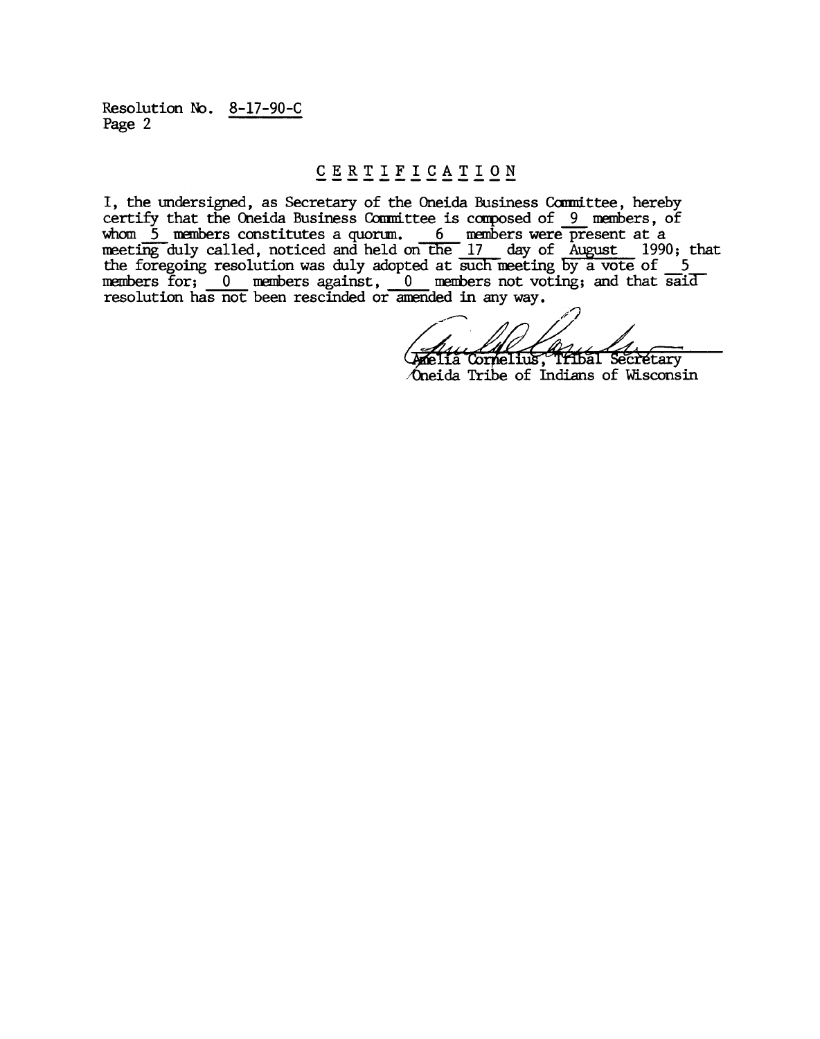Resolution No. 8-17-90-C
Page 2

## CERTIFICATION

I, the undersigned, as Secretary of the Oneida Business Committee, hereby certify that the Oneida Business Committee is composed of 9 members, of whom 5 members constitutes a quorum. 6 members were present at a meeting duly called, noticed and held on the 17 day of August 1990; that the foregoing resolution was duly adopted at such meeting by a vote of 5 members for; 0 members against, 0 members not voting; and that said resolution has not been rescinded or amended in any way.

Amelia Cornelius, Tribal Secretary
Oneida Tribe of Indians of Wisconsin